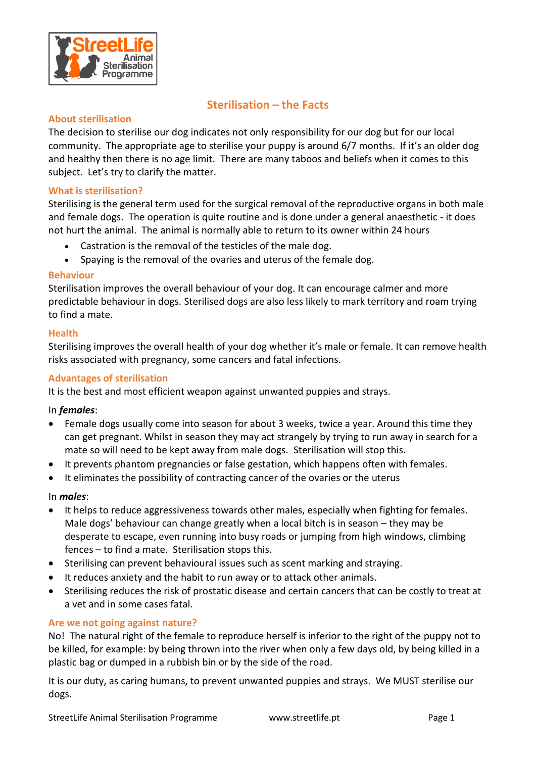# Sterilisation – the Facts

## About sterilisation

The decision to sterilise our dog indicates not only responsibility for our dog but for our local community. The appropriate age to sterilise your puppy is around 6/7 months. If it's an older dog and healthy then there is no age limit. There are many taboos and beliefs when it comes to this subject. Let's try to clarify the matter.

## What is sterilisation?

Sterilising is the general term used for the surgical removal of the reproductive organs in both male and female dogs. The operation is quite routine and is done under a general anaesthetic - it does not hurt the animal. The animal is normally able to return to its owner within 24 hours

- Castration is the removal of the testicles of the male dog.
- Spaying is the removal of the ovaries and uterus of the female dog.

## Behaviour

Sterilisation improves the overall behaviour of your dog. It can encourage calmer and more predictable behaviour in dogs. Sterilised dogs are also less likely to mark territory and roam trying to find a mate.

## Health

Sterilising improves the overall health of your dog whether it's male or female. It can remove health risks associated with pregnancy, some cancers and fatal infections.

## Advantages of sterilisation

It is the best and most efficient weapon against unwanted puppies and strays.

In ***females***:

- Female dogs usually come into season for about 3 weeks, twice a year. Around this time they can get pregnant. Whilst in season they may act strangely by trying to run away in search for a mate so will need to be kept away from male dogs. Sterilisation will stop this.
- It prevents phantom pregnancies or false gestation, which happens often with females.
- It eliminates the possibility of contracting cancer of the ovaries or the uterus

In ***males***:

- It helps to reduce aggressiveness towards other males, especially when fighting for females. Male dogs' behaviour can change greatly when a local bitch is in season – they may be desperate to escape, even running into busy roads or jumping from high windows, climbing fences – to find a mate. Sterilisation stops this.
- Sterilising can prevent behavioural issues such as scent marking and straying.
- It reduces anxiety and the habit to run away or to attack other animals.
- Sterilising reduces the risk of prostatic disease and certain cancers that can be costly to treat at a vet and in some cases fatal.

## Are we not going against nature?

No! The natural right of the female to reproduce herself is inferior to the right of the puppy not to be killed, for example: by being thrown into the river when only a few days old, by being killed in a plastic bag or dumped in a rubbish bin or by the side of the road.

It is our duty, as caring humans, to prevent unwanted puppies and strays. We MUST sterilise our dogs.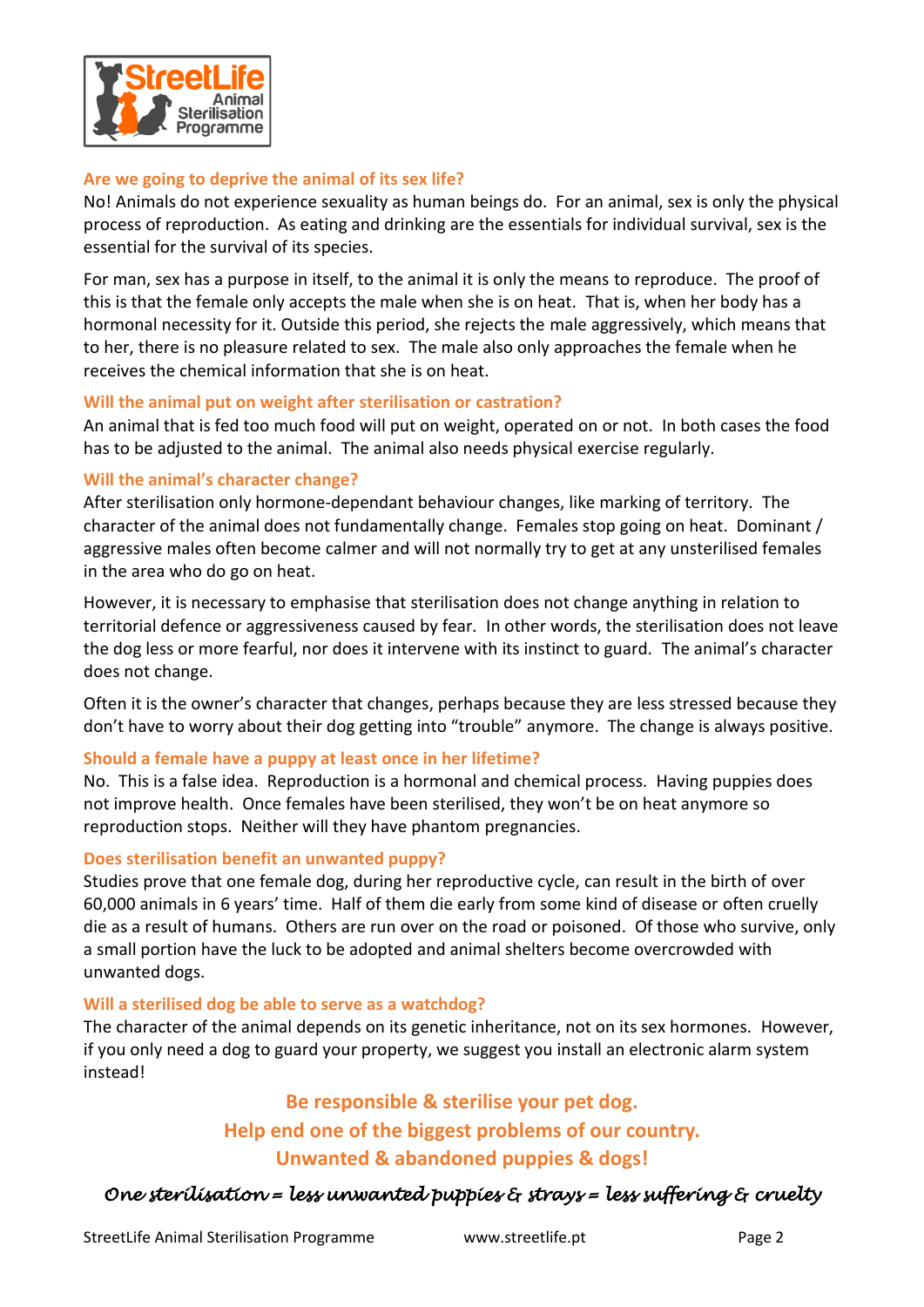### Are we going to deprive the animal of its sex life?

No! Animals do not experience sexuality as human beings do. For an animal, sex is only the physical process of reproduction. As eating and drinking are the essentials for individual survival, sex is the essential for the survival of its species.

For man, sex has a purpose in itself, to the animal it is only the means to reproduce. The proof of this is that the female only accepts the male when she is on heat. That is, when her body has a hormonal necessity for it. Outside this period, she rejects the male aggressively, which means that to her, there is no pleasure related to sex. The male also only approaches the female when he receives the chemical information that she is on heat.

### Will the animal put on weight after sterilisation or castration?

An animal that is fed too much food will put on weight, operated on or not. In both cases the food has to be adjusted to the animal. The animal also needs physical exercise regularly.

### Will the animal's character change?

After sterilisation only hormone-dependant behaviour changes, like marking of territory. The character of the animal does not fundamentally change. Females stop going on heat. Dominant / aggressive males often become calmer and will not normally try to get at any unsterilised females in the area who do go on heat.

However, it is necessary to emphasise that sterilisation does not change anything in relation to territorial defence or aggressiveness caused by fear. In other words, the sterilisation does not leave the dog less or more fearful, nor does it intervene with its instinct to guard. The animal's character does not change.

Often it is the owner's character that changes, perhaps because they are less stressed because they don't have to worry about their dog getting into "trouble" anymore. The change is always positive.

### Should a female have a puppy at least once in her lifetime?

No. This is a false idea. Reproduction is a hormonal and chemical process. Having puppies does not improve health. Once females have been sterilised, they won't be on heat anymore so reproduction stops. Neither will they have phantom pregnancies.

### Does sterilisation benefit an unwanted puppy?

Studies prove that one female dog, during her reproductive cycle, can result in the birth of over 60,000 animals in 6 years' time. Half of them die early from some kind of disease or often cruelly die as a result of humans. Others are run over on the road or poisoned. Of those who survive, only a small portion have the luck to be adopted and animal shelters become overcrowded with unwanted dogs.

### Will a sterilised dog be able to serve as a watchdog?

The character of the animal depends on its genetic inheritance, not on its sex hormones. However, if you only need a dog to guard your property, we suggest you install an electronic alarm system instead!

**Be responsible & sterilise your pet dog.**
**Help end one of the biggest problems of our country.**
**Unwanted & abandoned puppies & dogs!**

*One sterilisation = less unwanted puppies & strays = less suffering & cruelty*